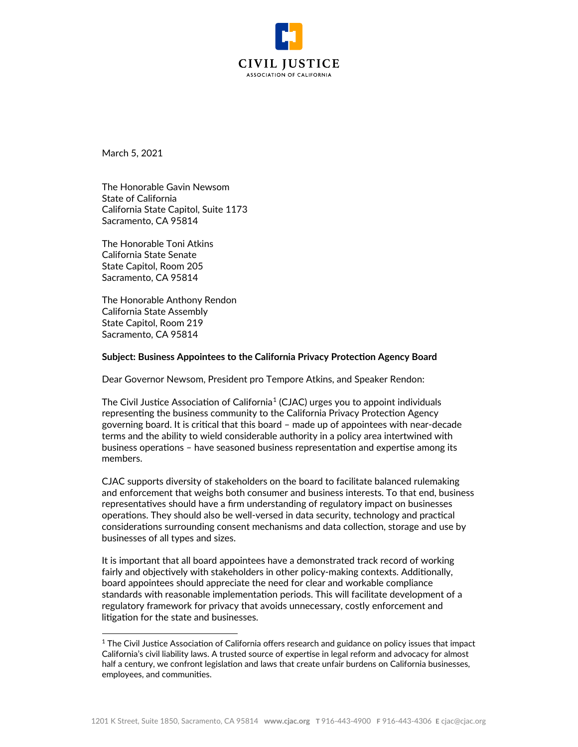CIVIL JUSTICE
ASSOCIATION OF CALIFORNIA

March 5, 2021

The Honorable Gavin Newsom
State of California
California State Capitol, Suite 1173
Sacramento, CA 95814

The Honorable Toni Atkins
California State Senate
State Capitol, Room 205
Sacramento, CA 95814

The Honorable Anthony Rendon
California State Assembly
State Capitol, Room 219
Sacramento, CA 95814

**Subject: Business Appointees to the California Privacy Protection Agency Board**

Dear Governor Newsom, President pro Tempore Atkins, and Speaker Rendon:

The Civil Justice Association of California[1] (CJAC) urges you to appoint individuals representing the business community to the California Privacy Protection Agency governing board. It is critical that this board – made up of appointees with near-decade terms and the ability to wield considerable authority in a policy area intertwined with business operations – have seasoned business representation and expertise among its members.

CJAC supports diversity of stakeholders on the board to facilitate balanced rulemaking and enforcement that weighs both consumer and business interests. To that end, business representatives should have a firm understanding of regulatory impact on businesses operations. They should also be well-versed in data security, technology and practical considerations surrounding consent mechanisms and data collection, storage and use by businesses of all types and sizes.

It is important that all board appointees have a demonstrated track record of working fairly and objectively with stakeholders in other policy-making contexts. Additionally, board appointees should appreciate the need for clear and workable compliance standards with reasonable implementation periods. This will facilitate development of a regulatory framework for privacy that avoids unnecessary, costly enforcement and litigation for the state and businesses.

[1] The Civil Justice Association of California offers research and guidance on policy issues that impact California's civil liability laws. A trusted source of expertise in legal reform and advocacy for almost half a century, we confront legislation and laws that create unfair burdens on California businesses, employees, and communities.

1201 K Street, Suite 1850, Sacramento, CA 95814 **www.cjac.org** **T** 916-443-4900 **F** 916-443-4306 **E** cjac@cjac.org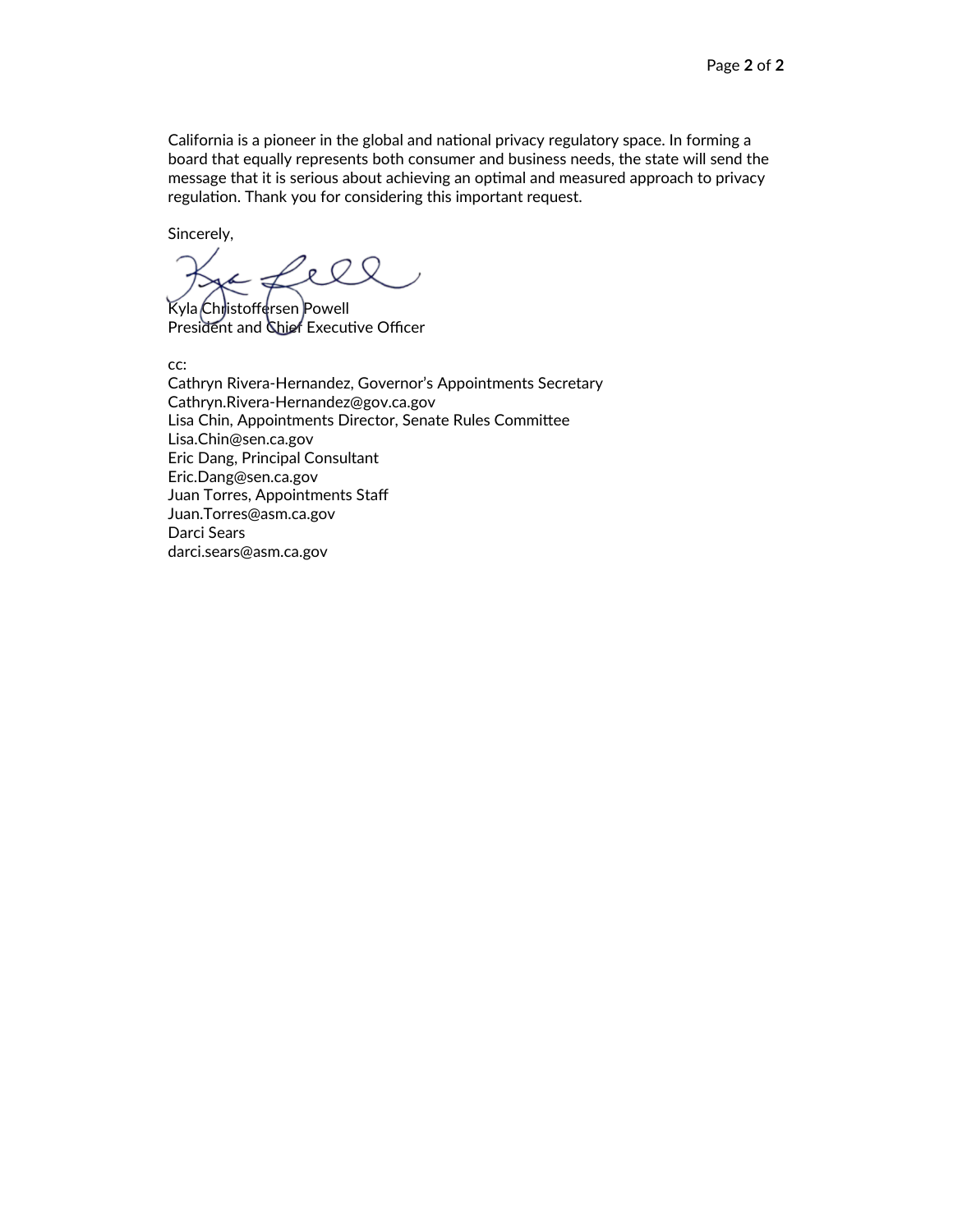California is a pioneer in the global and national privacy regulatory space. In forming a board that equally represents both consumer and business needs, the state will send the message that it is serious about achieving an optimal and measured approach to privacy regulation. Thank you for considering this important request.

Sincerely,

Kyla Christoffersen Powell
President and Chief Executive Officer

cc:
Cathryn Rivera-Hernandez, Governor's Appointments Secretary
Cathryn.Rivera-Hernandez@gov.ca.gov
Lisa Chin, Appointments Director, Senate Rules Committee
Lisa.Chin@sen.ca.gov
Eric Dang, Principal Consultant
Eric.Dang@sen.ca.gov
Juan Torres, Appointments Staff
Juan.Torres@asm.ca.gov
Darci Sears
darci.sears@asm.ca.gov